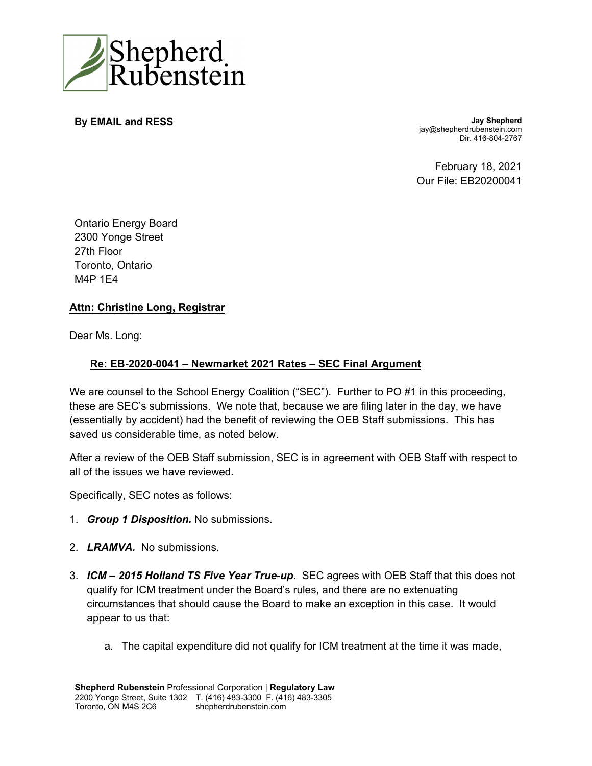**By EMAIL and RESS**

**Jay Shepherd**
jay@shepherdrubenstein.com
Dir. 416-804-2767

February 18, 2021
Our File: EB20200041

Ontario Energy Board
2300 Yonge Street
27th Floor
Toronto, Ontario
M4P 1E4

**Attn: Christine Long, Registrar**

Dear Ms. Long:

**Re: EB-2020-0041 – Newmarket 2021 Rates – SEC Final Argument**

We are counsel to the School Energy Coalition ("SEC"). Further to PO #1 in this proceeding, these are SEC's submissions. We note that, because we are filing later in the day, we have (essentially by accident) had the benefit of reviewing the OEB Staff submissions. This has saved us considerable time, as noted below.

After a review of the OEB Staff submission, SEC is in agreement with OEB Staff with respect to all of the issues we have reviewed.

Specifically, SEC notes as follows:

1. ***Group 1 Disposition.*** No submissions.
2. ***LRAMVA.*** No submissions.
3. ***ICM – 2015 Holland TS Five Year True-up***. SEC agrees with OEB Staff that this does not qualify for ICM treatment under the Board's rules, and there are no extenuating circumstances that should cause the Board to make an exception in this case. It would appear to us that:

    a. The capital expenditure did not qualify for ICM treatment at the time it was made,

**Shepherd Rubenstein** Professional Corporation | **Regulatory Law**
2200 Yonge Street, Suite 1302 T. (416) 483-3300 F. (416) 483-3305
Toronto, ON M4S 2C6 shepherdrubenstein.com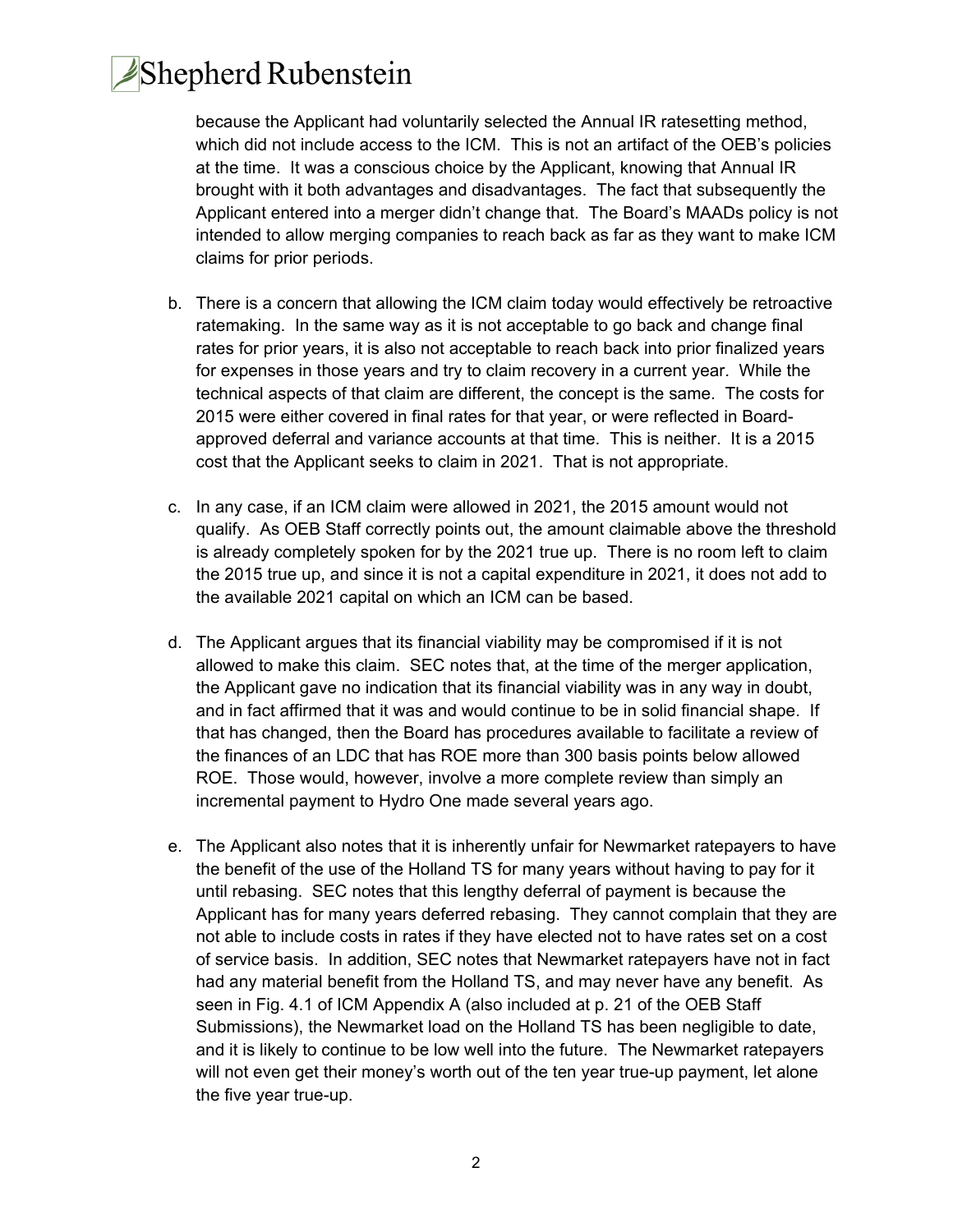because the Applicant had voluntarily selected the Annual IR ratesetting method, which did not include access to the ICM. This is not an artifact of the OEB's policies at the time. It was a conscious choice by the Applicant, knowing that Annual IR brought with it both advantages and disadvantages. The fact that subsequently the Applicant entered into a merger didn't change that. The Board's MAADs policy is not intended to allow merging companies to reach back as far as they want to make ICM claims for prior periods.

b. There is a concern that allowing the ICM claim today would effectively be retroactive ratemaking. In the same way as it is not acceptable to go back and change final rates for prior years, it is also not acceptable to reach back into prior finalized years for expenses in those years and try to claim recovery in a current year. While the technical aspects of that claim are different, the concept is the same. The costs for 2015 were either covered in final rates for that year, or were reflected in Board-approved deferral and variance accounts at that time. This is neither. It is a 2015 cost that the Applicant seeks to claim in 2021. That is not appropriate.

c. In any case, if an ICM claim were allowed in 2021, the 2015 amount would not qualify. As OEB Staff correctly points out, the amount claimable above the threshold is already completely spoken for by the 2021 true up. There is no room left to claim the 2015 true up, and since it is not a capital expenditure in 2021, it does not add to the available 2021 capital on which an ICM can be based.

d. The Applicant argues that its financial viability may be compromised if it is not allowed to make this claim. SEC notes that, at the time of the merger application, the Applicant gave no indication that its financial viability was in any way in doubt, and in fact affirmed that it was and would continue to be in solid financial shape. If that has changed, then the Board has procedures available to facilitate a review of the finances of an LDC that has ROE more than 300 basis points below allowed ROE. Those would, however, involve a more complete review than simply an incremental payment to Hydro One made several years ago.

e. The Applicant also notes that it is inherently unfair for Newmarket ratepayers to have the benefit of the use of the Holland TS for many years without having to pay for it until rebasing. SEC notes that this lengthy deferral of payment is because the Applicant has for many years deferred rebasing. They cannot complain that they are not able to include costs in rates if they have elected not to have rates set on a cost of service basis. In addition, SEC notes that Newmarket ratepayers have not in fact had any material benefit from the Holland TS, and may never have any benefit. As seen in Fig. 4.1 of ICM Appendix A (also included at p. 21 of the OEB Staff Submissions), the Newmarket load on the Holland TS has been negligible to date, and it is likely to continue to be low well into the future. The Newmarket ratepayers will not even get their money's worth out of the ten year true-up payment, let alone the five year true-up.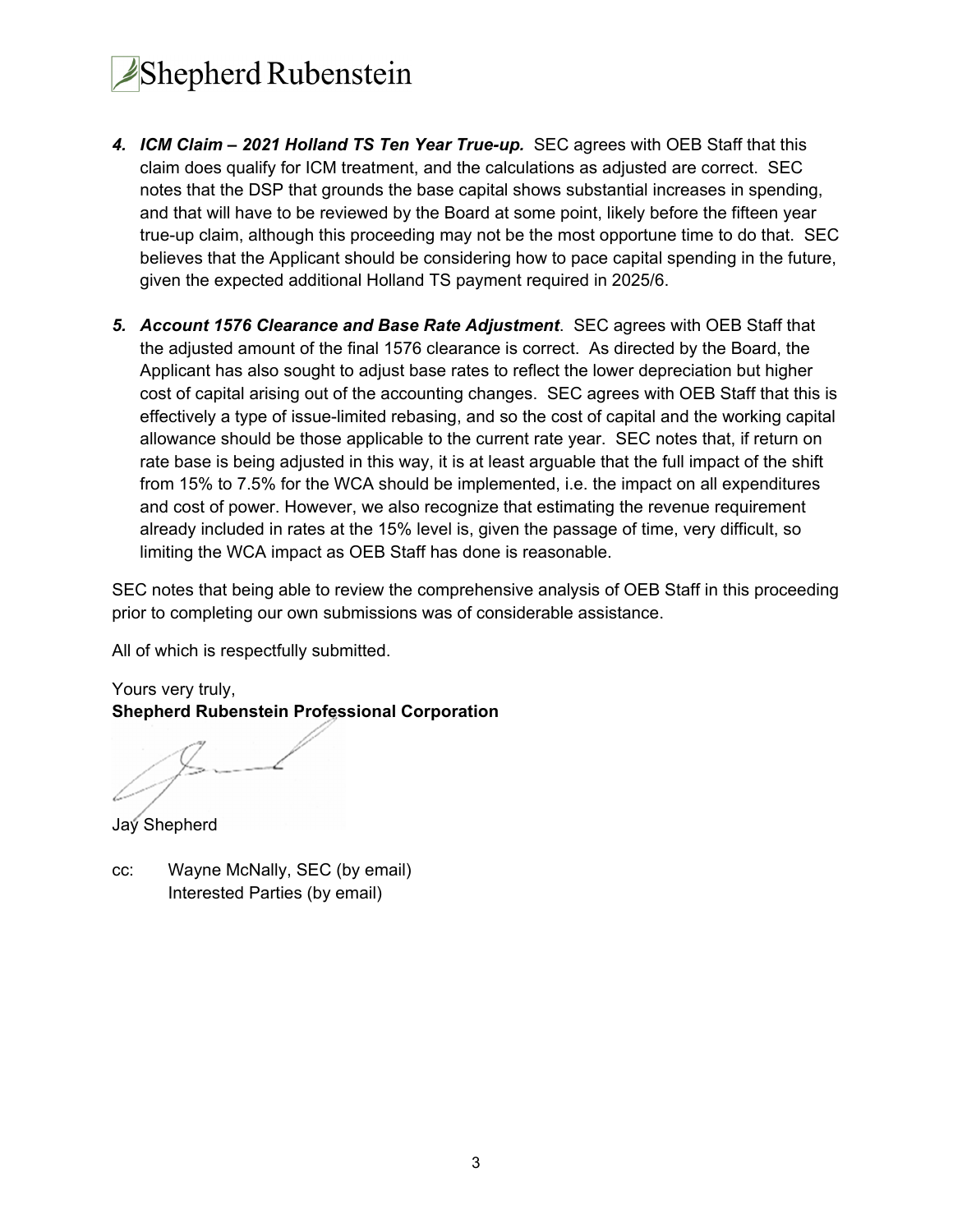4. ***ICM Claim – 2021 Holland TS Ten Year True-up.*** SEC agrees with OEB Staff that this claim does qualify for ICM treatment, and the calculations as adjusted are correct. SEC notes that the DSP that grounds the base capital shows substantial increases in spending, and that will have to be reviewed by the Board at some point, likely before the fifteen year true-up claim, although this proceeding may not be the most opportune time to do that. SEC believes that the Applicant should be considering how to pace capital spending in the future, given the expected additional Holland TS payment required in 2025/6.

5. ***Account 1576 Clearance and Base Rate Adjustment***. SEC agrees with OEB Staff that the adjusted amount of the final 1576 clearance is correct. As directed by the Board, the Applicant has also sought to adjust base rates to reflect the lower depreciation but higher cost of capital arising out of the accounting changes. SEC agrees with OEB Staff that this is effectively a type of issue-limited rebasing, and so the cost of capital and the working capital allowance should be those applicable to the current rate year. SEC notes that, if return on rate base is being adjusted in this way, it is at least arguable that the full impact of the shift from 15% to 7.5% for the WCA should be implemented, i.e. the impact on all expenditures and cost of power. However, we also recognize that estimating the revenue requirement already included in rates at the 15% level is, given the passage of time, very difficult, so limiting the WCA impact as OEB Staff has done is reasonable.

SEC notes that being able to review the comprehensive analysis of OEB Staff in this proceeding prior to completing our own submissions was of considerable assistance.

All of which is respectfully submitted.

Yours very truly,
**Shepherd Rubenstein Professional Corporation**

Jay Shepherd

cc: Wayne McNally, SEC (by email)
Interested Parties (by email)